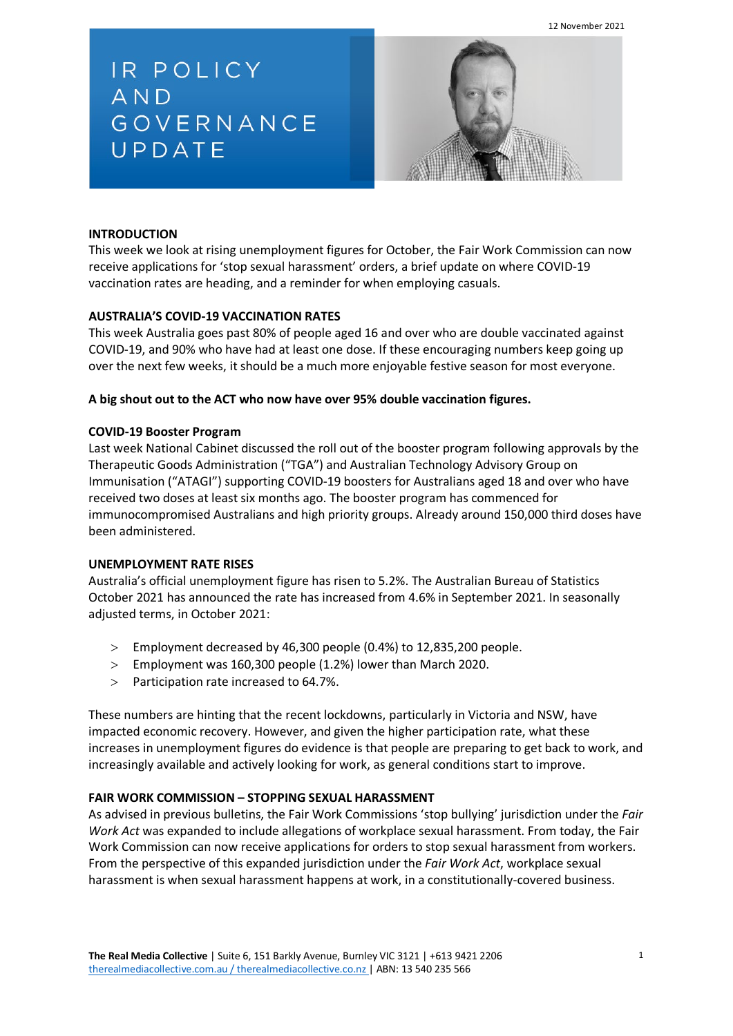12 November 2021

# IR POLICY AND GOVERNANCE UPDATE

## INTRODUCTION

This week we look at rising unemployment figures for October, the Fair Work Commission can now receive applications for 'stop sexual harassment' orders, a brief update on where COVID-19 vaccination rates are heading, and a reminder for when employing casuals.

## AUSTRALIA'S COVID-19 VACCINATION RATES

This week Australia goes past 80% of people aged 16 and over who are double vaccinated against COVID-19, and 90% who have had at least one dose. If these encouraging numbers keep going up over the next few weeks, it should be a much more enjoyable festive season for most everyone.

**A big shout out to the ACT who now have over 95% double vaccination figures.**

### COVID-19 Booster Program

Last week National Cabinet discussed the roll out of the booster program following approvals by the Therapeutic Goods Administration ("TGA") and Australian Technology Advisory Group on Immunisation ("ATAGI") supporting COVID-19 boosters for Australians aged 18 and over who have received two doses at least six months ago. The booster program has commenced for immunocompromised Australians and high priority groups. Already around 150,000 third doses have been administered.

## UNEMPLOYMENT RATE RISES

Australia's official unemployment figure has risen to 5.2%. The Australian Bureau of Statistics October 2021 has announced the rate has increased from 4.6% in September 2021. In seasonally adjusted terms, in October 2021:

- Employment decreased by 46,300 people (0.4%) to 12,835,200 people.
- Employment was 160,300 people (1.2%) lower than March 2020.
- Participation rate increased to 64.7%.

These numbers are hinting that the recent lockdowns, particularly in Victoria and NSW, have impacted economic recovery. However, and given the higher participation rate, what these increases in unemployment figures do evidence is that people are preparing to get back to work, and increasingly available and actively looking for work, as general conditions start to improve.

## FAIR WORK COMMISSION – STOPPING SEXUAL HARASSMENT

As advised in previous bulletins, the Fair Work Commissions 'stop bullying' jurisdiction under the *Fair Work Act* was expanded to include allegations of workplace sexual harassment. From today, the Fair Work Commission can now receive applications for orders to stop sexual harassment from workers. From the perspective of this expanded jurisdiction under the *Fair Work Act*, workplace sexual harassment is when sexual harassment happens at work, in a constitutionally-covered business.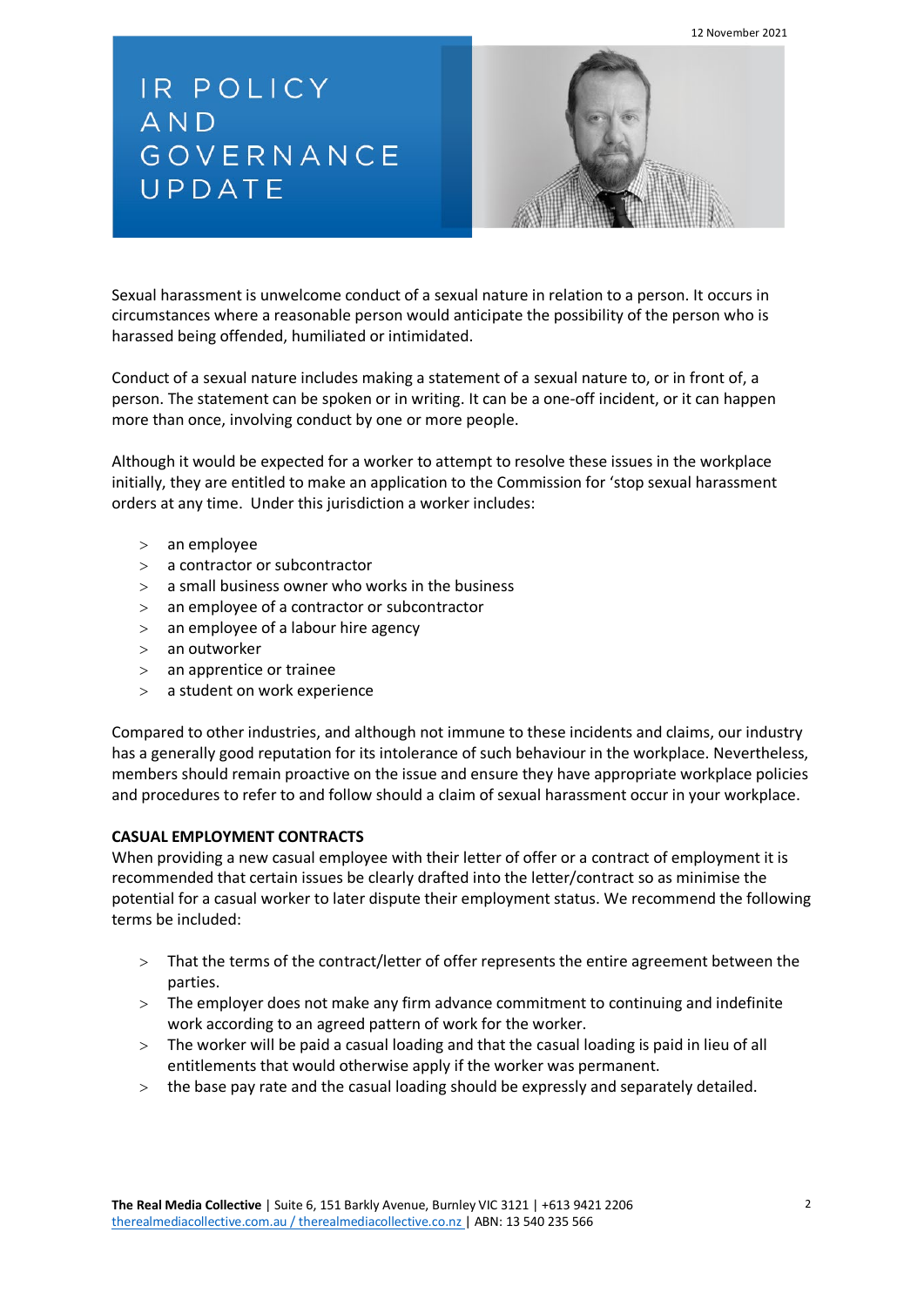12 November 2021

# IR POLICY AND GOVERNANCE UPDATE

Sexual harassment is unwelcome conduct of a sexual nature in relation to a person. It occurs in circumstances where a reasonable person would anticipate the possibility of the person who is harassed being offended, humiliated or intimidated.

Conduct of a sexual nature includes making a statement of a sexual nature to, or in front of, a person. The statement can be spoken or in writing. It can be a one-off incident, or it can happen more than once, involving conduct by one or more people.

Although it would be expected for a worker to attempt to resolve these issues in the workplace initially, they are entitled to make an application to the Commission for 'stop sexual harassment orders at any time. Under this jurisdiction a worker includes:

- an employee
- a contractor or subcontractor
- a small business owner who works in the business
- an employee of a contractor or subcontractor
- an employee of a labour hire agency
- an outworker
- an apprentice or trainee
- a student on work experience

Compared to other industries, and although not immune to these incidents and claims, our industry has a generally good reputation for its intolerance of such behaviour in the workplace. Nevertheless, members should remain proactive on the issue and ensure they have appropriate workplace policies and procedures to refer to and follow should a claim of sexual harassment occur in your workplace.

**CASUAL EMPLOYMENT CONTRACTS**

When providing a new casual employee with their letter of offer or a contract of employment it is recommended that certain issues be clearly drafted into the letter/contract so as minimise the potential for a casual worker to later dispute their employment status. We recommend the following terms be included:

- That the terms of the contract/letter of offer represents the entire agreement between the parties.
- The employer does not make any firm advance commitment to continuing and indefinite work according to an agreed pattern of work for the worker.
- The worker will be paid a casual loading and that the casual loading is paid in lieu of all entitlements that would otherwise apply if the worker was permanent.
- the base pay rate and the casual loading should be expressly and separately detailed.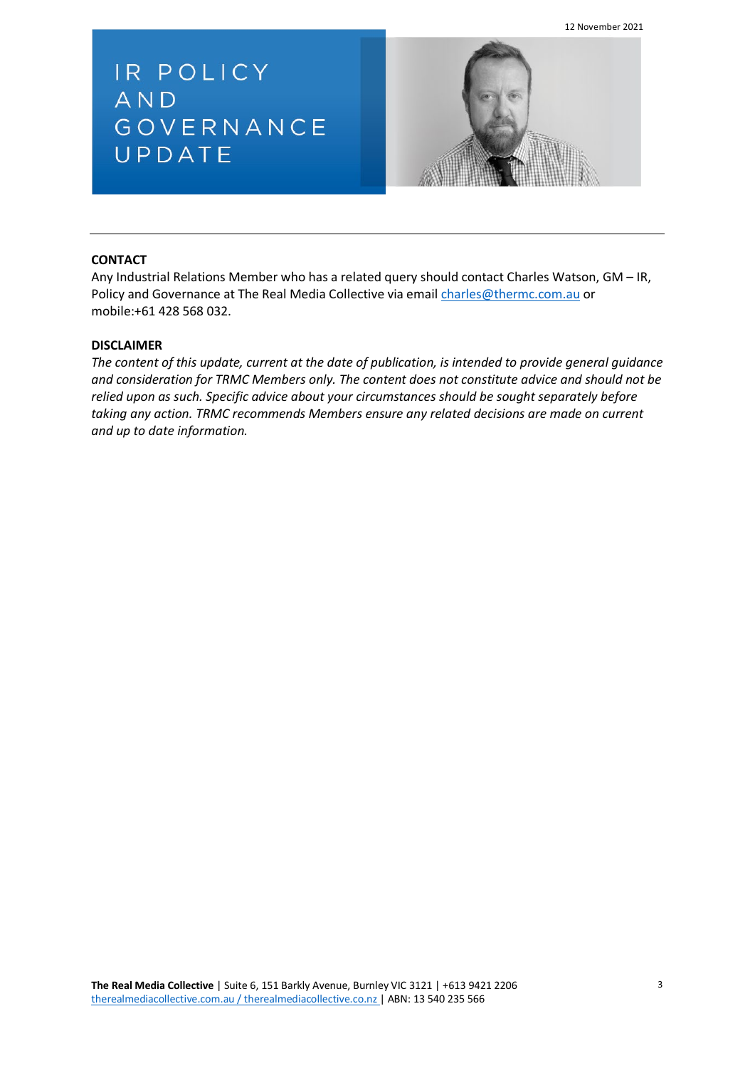12 November 2021

# IR POLICY AND GOVERNANCE UPDATE

**CONTACT**

Any Industrial Relations Member who has a related query should contact Charles Watson, GM – IR, Policy and Governance at The Real Media Collective via email charles@thermc.com.au or mobile:+61 428 568 032.

**DISCLAIMER**

*The content of this update, current at the date of publication, is intended to provide general guidance and consideration for TRMC Members only. The content does not constitute advice and should not be relied upon as such. Specific advice about your circumstances should be sought separately before taking any action. TRMC recommends Members ensure any related decisions are made on current and up to date information.*